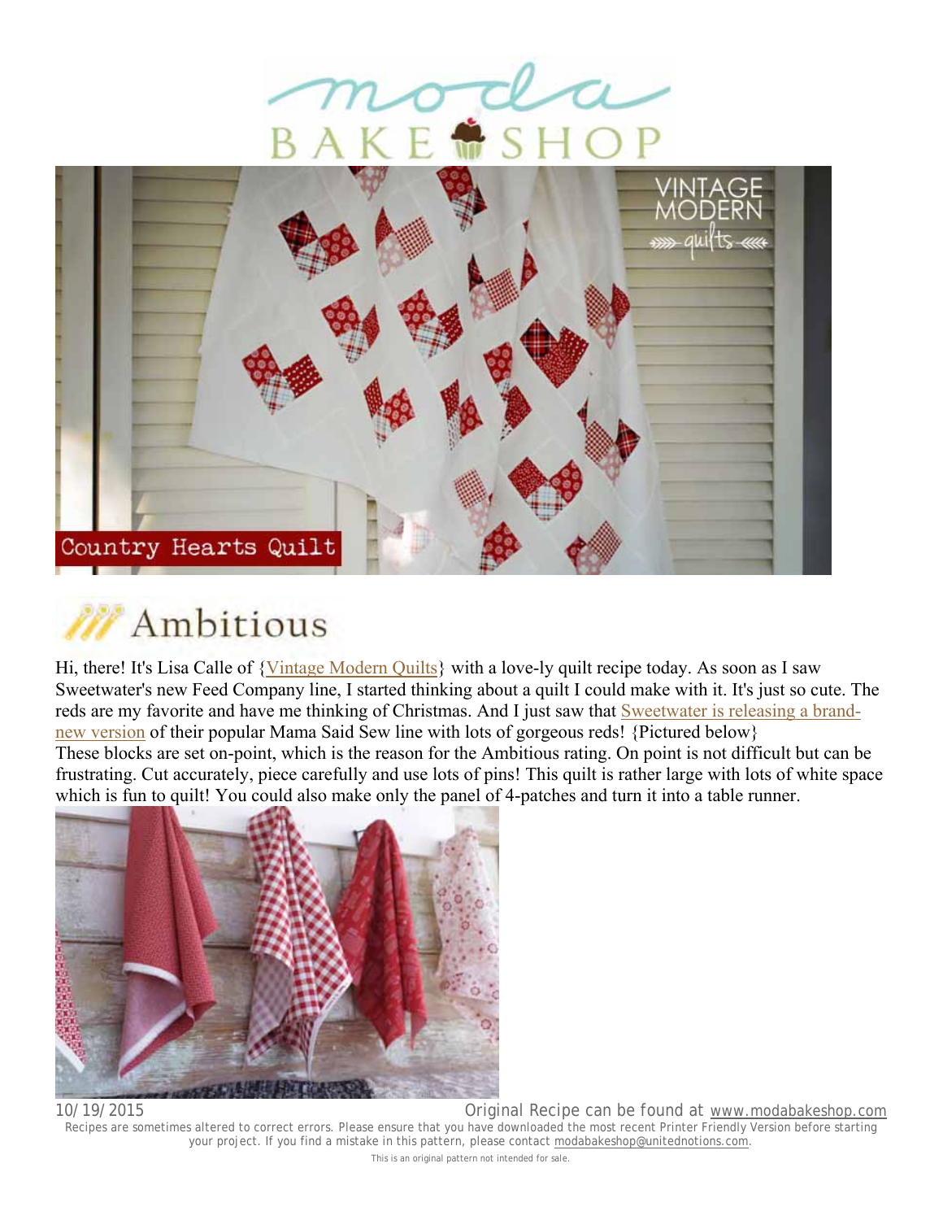# Country Hearts Quilt

## Ambitious

Hi, there! It's Lisa Calle of {Vintage Modern Quilts} with a love-ly quilt recipe today. As soon as I saw Sweetwater's new Feed Company line, I started thinking about a quilt I could make with it. It's just so cute. The reds are my favorite and have me thinking of Christmas. And I just saw that Sweetwater is releasing a brand-new version of their popular Mama Said Sew line with lots of gorgeous reds! {Pictured below}

These blocks are set on-point, which is the reason for the Ambitious rating. On point is not difficult but can be frustrating. Cut accurately, piece carefully and use lots of pins! This quilt is rather large with lots of white space which is fun to quilt! You could also make only the panel of 4-patches and turn it into a table runner.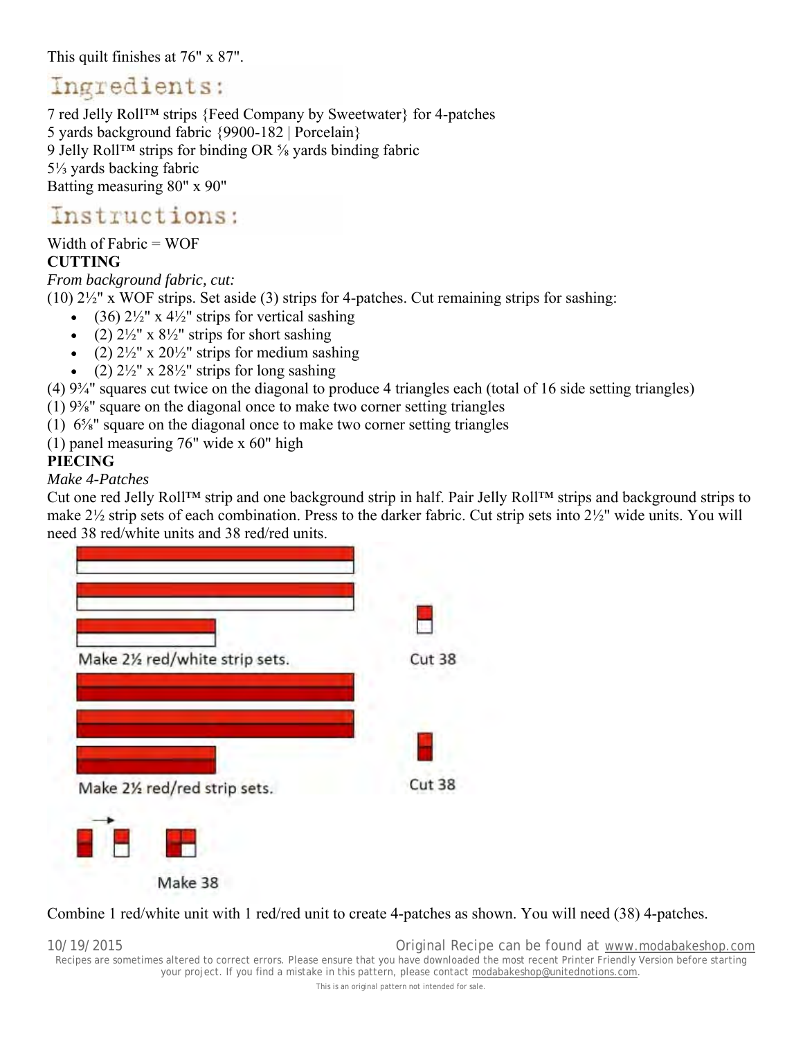This quilt finishes at 76" x 87".

# Ingredients:

7 red Jelly Roll™ strips {Feed Company by Sweetwater} for 4-patches
5 yards background fabric {9900-182 | Porcelain}
9 Jelly Roll™ strips for binding OR ⅝ yards binding fabric
5⅓ yards backing fabric
Batting measuring 80" x 90"

# Instructions:

Width of Fabric = WOF

**CUTTING**

*From background fabric, cut:*

(10) 2½" x WOF strips. Set aside (3) strips for 4-patches. Cut remaining strips for sashing:

- (36) 2½" x 4½" strips for vertical sashing
- (2) 2½" x 8½" strips for short sashing
- (2) 2½" x 20½" strips for medium sashing
- (2) 2½" x 28½" strips for long sashing

(4) 9¾" squares cut twice on the diagonal to produce 4 triangles each (total of 16 side setting triangles)
(1) 9⅜" square on the diagonal once to make two corner setting triangles
(1) 6⅝" square on the diagonal once to make two corner setting triangles
(1) panel measuring 76" wide x 60" high

**PIECING**

*Make 4-Patches*

Cut one red Jelly Roll™ strip and one background strip in half. Pair Jelly Roll™ strips and background strips to make 2½ strip sets of each combination. Press to the darker fabric. Cut strip sets into 2½" wide units. You will need 38 red/white units and 38 red/red units.

Make 2½ red/white strip sets. Cut 38

Make 2½ red/red strip sets. Cut 38

Make 38

Combine 1 red/white unit with 1 red/red unit to create 4-patches as shown. You will need (38) 4-patches.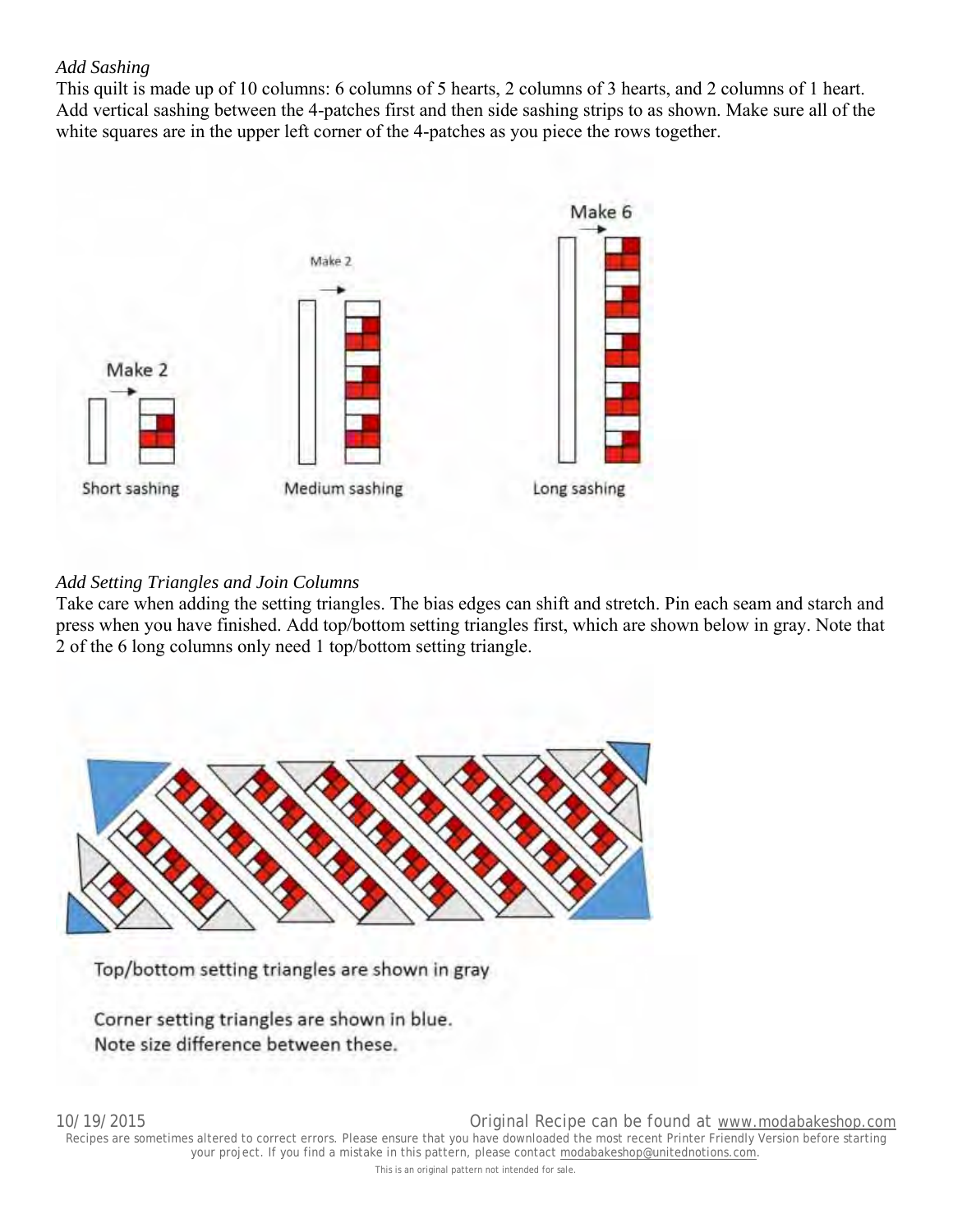*Add Sashing*

This quilt is made up of 10 columns: 6 columns of 5 hearts, 2 columns of 3 hearts, and 2 columns of 1 heart. Add vertical sashing between the 4-patches first and then side sashing strips to as shown. Make sure all of the white squares are in the upper left corner of the 4-patches as you piece the rows together.

Make 2

Short sashing

Make 2

Medium sashing

Make 6

Long sashing

*Add Setting Triangles and Join Columns*

Take care when adding the setting triangles. The bias edges can shift and stretch. Pin each seam and starch and press when you have finished. Add top/bottom setting triangles first, which are shown below in gray. Note that 2 of the 6 long columns only need 1 top/bottom setting triangle.

Top/bottom setting triangles are shown in gray

Corner setting triangles are shown in blue.
Note size difference between these.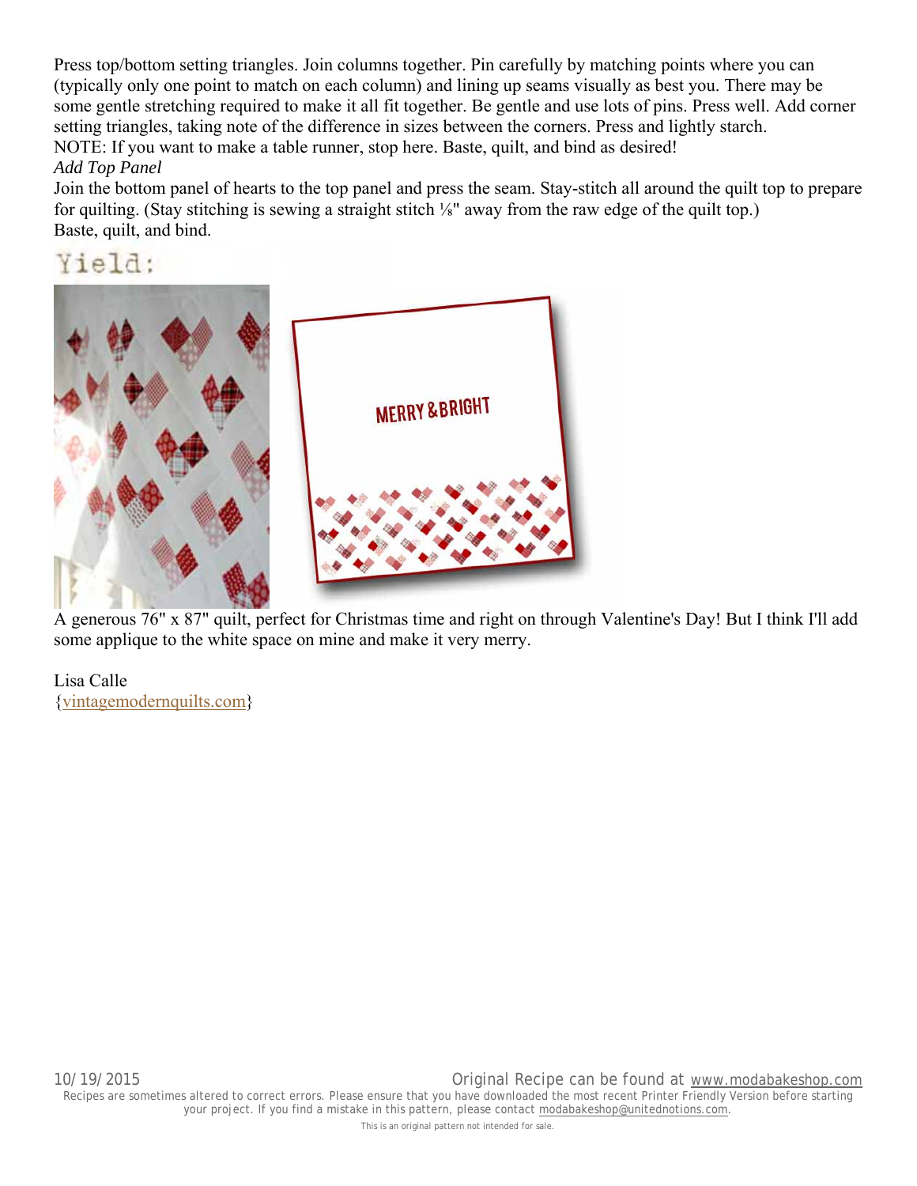Press top/bottom setting triangles. Join columns together. Pin carefully by matching points where you can (typically only one point to match on each column) and lining up seams visually as best you. There may be some gentle stretching required to make it all fit together. Be gentle and use lots of pins. Press well. Add corner setting triangles, taking note of the difference in sizes between the corners. Press and lightly starch.

NOTE: If you want to make a table runner, stop here. Baste, quilt, and bind as desired!

*Add Top Panel*

Join the bottom panel of hearts to the top panel and press the seam. Stay-stitch all around the quilt top to prepare for quilting. (Stay stitching is sewing a straight stitch ⅛" away from the raw edge of the quilt top.)

Baste, quilt, and bind.

Yield:

A generous 76" x 87" quilt, perfect for Christmas time and right on through Valentine's Day! But I think I'll add some applique to the white space on mine and make it very merry.

Lisa Calle
{vintagemodernquilts.com}

10/19/2015 Original Recipe can be found at www.modabakeshop.com

Recipes are sometimes altered to correct errors. Please ensure that you have downloaded the most recent Printer Friendly Version before starting your project. If you find a mistake in this pattern, please contact modabakeshop@unitednotions.com.

This is an original pattern not intended for sale.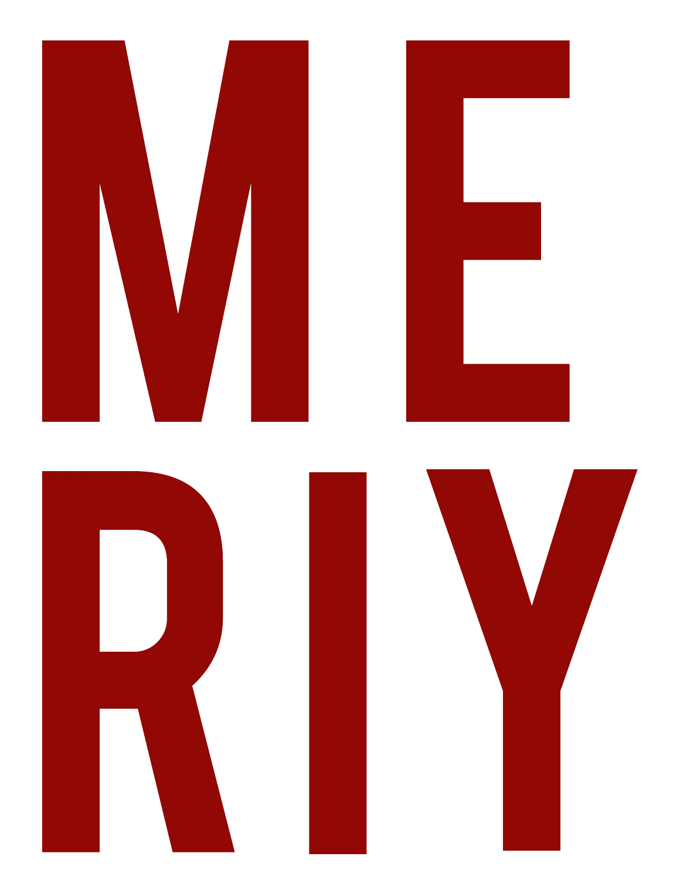# ME

# RIY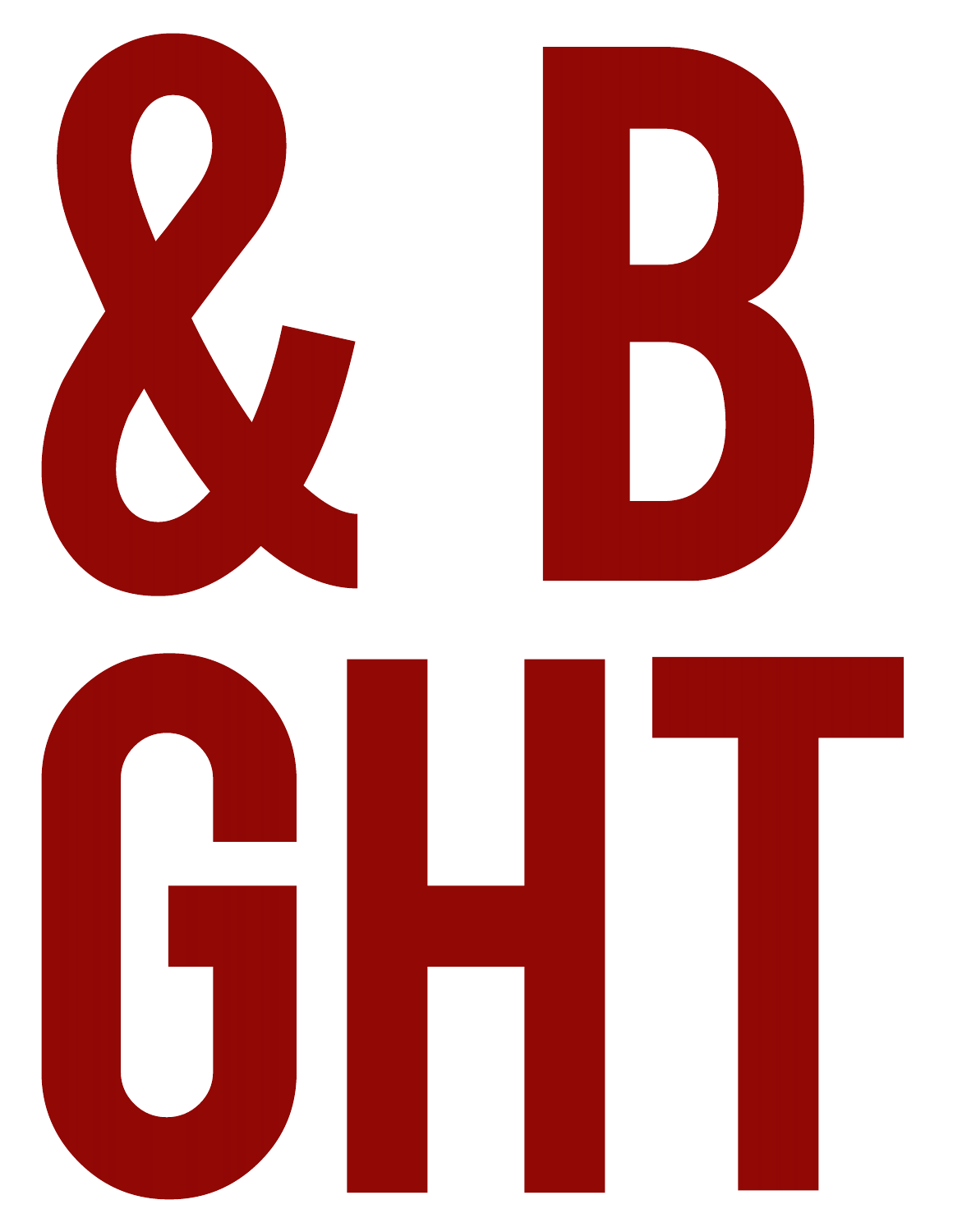& B

GHT